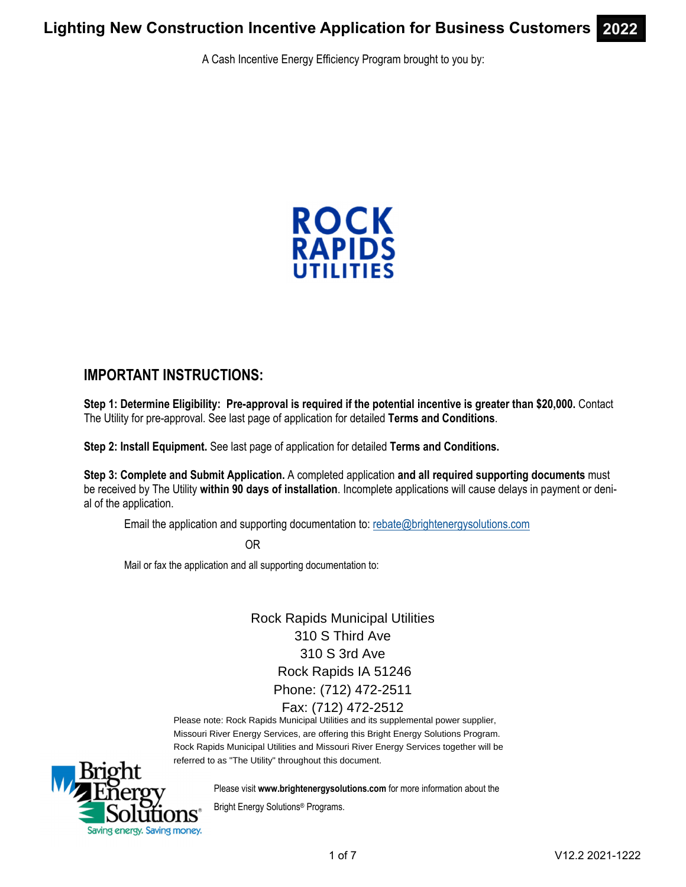# Lighting New Construction Incentive Application for Business Customers 2022

A Cash Incentive Energy Efficiency Program brought to you by:

ROCK RAPIDS UTILITIES

## IMPORTANT INSTRUCTIONS:

**Step 1: Determine Eligibility: Pre-approval is required if the potential incentive is greater than $20,000.** Contact The Utility for pre-approval. See last page of application for detailed **Terms and Conditions**.

**Step 2: Install Equipment.** See last page of application for detailed **Terms and Conditions.**

**Step 3: Complete and Submit Application.** A completed application **and all required supporting documents** must be received by The Utility **within 90 days of installation**. Incomplete applications will cause delays in payment or denial of the application.

Email the application and supporting documentation to: rebate@brightenergysolutions.com

OR

Mail or fax the application and all supporting documentation to:

Rock Rapids Municipal Utilities
310 S Third Ave
310 S 3rd Ave
Rock Rapids IA 51246
Phone: (712) 472-2511
Fax: (712) 472-2512

Please note: Rock Rapids Municipal Utilities and its supplemental power supplier, Missouri River Energy Services, are offering this Bright Energy Solutions Program. Rock Rapids Municipal Utilities and Missouri River Energy Services together will be referred to as "The Utility" throughout this document.

Bright Energy Solutions® — Saving energy. Saving money.

Please visit **www.brightenergysolutions.com** for more information about the Bright Energy Solutions® Programs.

V12.2 2021-1222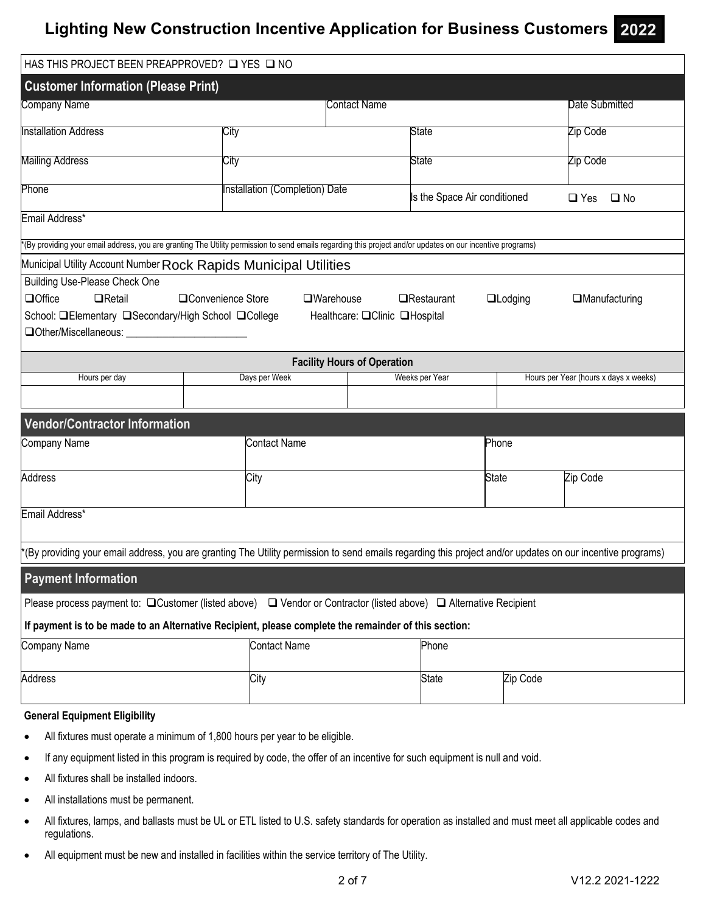# Lighting New Construction Incentive Application for Business Customers 2022

HAS THIS PROJECT BEEN PREAPPROVED? ❑ YES ❑ NO

## Customer Information (Please Print)

| Company Name | | Contact Name | | Date Submitted |
|---|---|---|---|---|
| | | | | |

| Installation Address | City | State | Zip Code |
|---|---|---|---|
| | | | |

| Mailing Address | City | State | Zip Code |
|---|---|---|---|
| | | | |

| Phone | Installation (Completion) Date | Is the Space Air conditioned | ❑ Yes ❑ No |
|---|---|---|---|
| | | | |

Email Address*

*(By providing your email address, you are granting The Utility permission to send emails regarding this project and/or updates on our incentive programs)

Municipal Utility Account Number Rock Rapids Municipal Utilities

Building Use-Please Check One

❑Office ❑Retail ❑Convenience Store ❑Warehouse ❑Restaurant ❑Lodging ❑Manufacturing

School: ❑Elementary ❑Secondary/High School ❑College Healthcare: ❑Clinic ❑Hospital

❑Other/Miscellaneous: _______________________

**Facility Hours of Operation**

| Hours per day | Days per Week | Weeks per Year | Hours per Year (hours x days x weeks) |
|---|---|---|---|
| | | | |

## Vendor/Contractor Information

| Company Name | Contact Name | Phone | |
|---|---|---|---|
| | | | |
| **Address** | **City** | **State** | **Zip Code** |
| | | | |

Email Address*

*(By providing your email address, you are granting The Utility permission to send emails regarding this project and/or updates on our incentive programs)

## Payment Information

Please process payment to: ❑Customer (listed above) ❑ Vendor or Contractor (listed above) ❑ Alternative Recipient

**If payment is to be made to an Alternative Recipient, please complete the remainder of this section:**

| Company Name | Contact Name | Phone | |
|---|---|---|---|
| | | | |
| **Address** | **City** | **State** | **Zip Code** |
| | | | |

**General Equipment Eligibility**

- All fixtures must operate a minimum of 1,800 hours per year to be eligible.
- If any equipment listed in this program is required by code, the offer of an incentive for such equipment is null and void.
- All fixtures shall be installed indoors.
- All installations must be permanent.
- All fixtures, lamps, and ballasts must be UL or ETL listed to U.S. safety standards for operation as installed and must meet all applicable codes and regulations.
- All equipment must be new and installed in facilities within the service territory of The Utility.

V12.2 2021-1222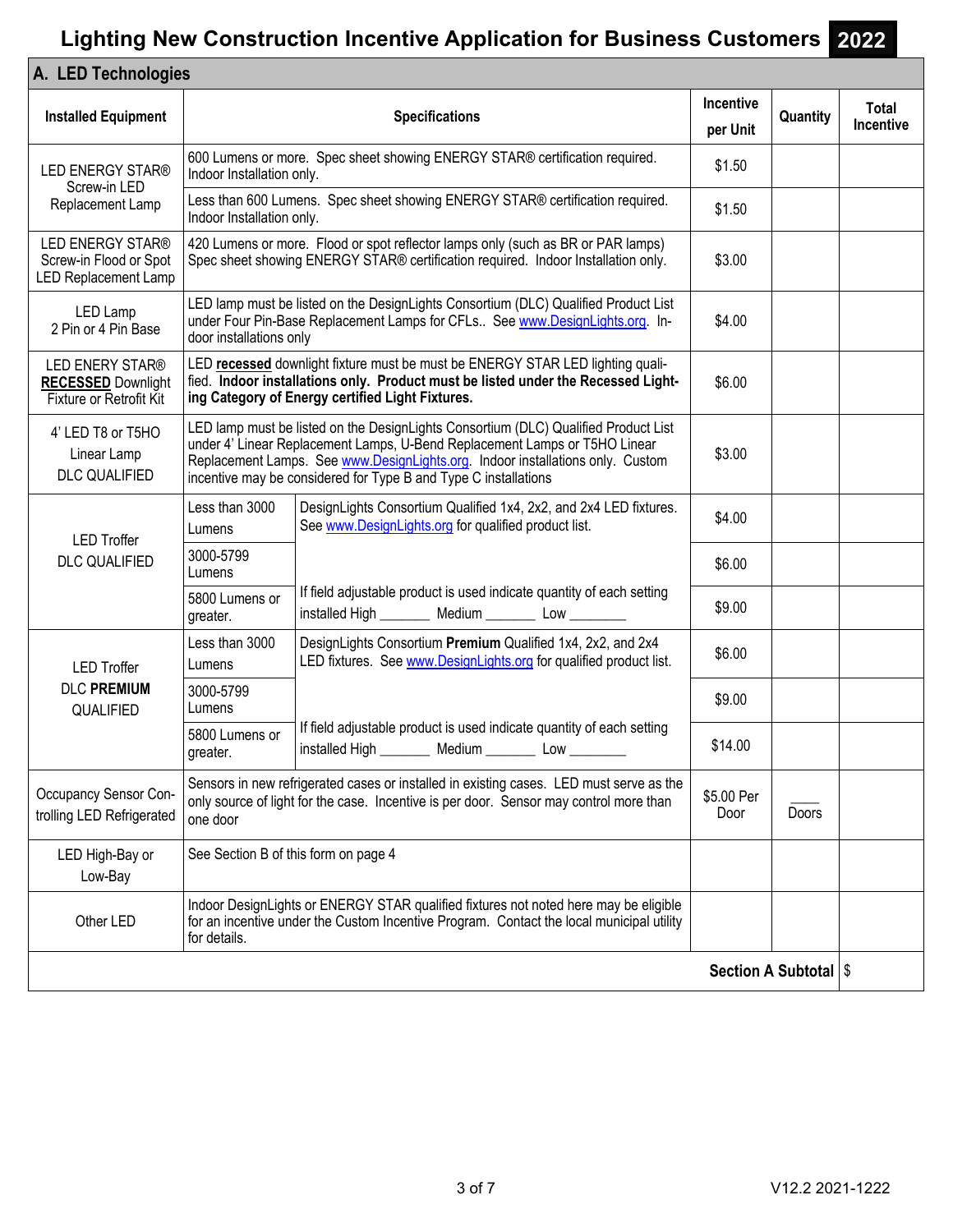# Lighting New Construction Incentive Application for Business Customers 2022

## A. LED Technologies

| Installed Equipment | Specifications | | Incentive per Unit | Quantity | Total Incentive |
|---|---|---|---|---|---|
| LED ENERGY STAR® Screw-in LED Replacement Lamp | 600 Lumens or more. Spec sheet showing ENERGY STAR® certification required. Indoor Installation only. | | $1.50 | | |
| | Less than 600 Lumens. Spec sheet showing ENERGY STAR® certification required. Indoor Installation only. | | $1.50 | | |
| LED ENERGY STAR® Screw-in Flood or Spot LED Replacement Lamp | 420 Lumens or more. Flood or spot reflector lamps only (such as BR or PAR lamps) Spec sheet showing ENERGY STAR® certification required. Indoor Installation only. | | $3.00 | | |
| LED Lamp 2 Pin or 4 Pin Base | LED lamp must be listed on the DesignLights Consortium (DLC) Qualified Product List under Four Pin-Base Replacement Lamps for CFLs.. See www.DesignLights.org. Indoor installations only | | $4.00 | | |
| LED ENERY STAR® **RECESSED** Downlight Fixture or Retrofit Kit | LED **recessed** downlight fixture must be must be ENERGY STAR LED lighting qualified. **Indoor installations only. Product must be listed under the Recessed Lighting Category of Energy certified Light Fixtures.** | | $6.00 | | |
| 4' LED T8 or T5HO Linear Lamp DLC QUALIFIED | LED lamp must be listed on the DesignLights Consortium (DLC) Qualified Product List under 4' Linear Replacement Lamps, U-Bend Replacement Lamps or T5HO Linear Replacement Lamps. See www.DesignLights.org. Indoor installations only. Custom incentive may be considered for Type B and Type C installations | | $3.00 | | |
| LED Troffer DLC QUALIFIED | Less than 3000 Lumens | DesignLights Consortium Qualified 1x4, 2x2, and 2x4 LED fixtures. See www.DesignLights.org for qualified product list. | $4.00 | | |
| | 3000-5799 Lumens | | $6.00 | | |
| | 5800 Lumens or greater. | If field adjustable product is used indicate quantity of each setting installed High _______ Medium _______ Low ________ | $9.00 | | |
| LED Troffer DLC **PREMIUM** QUALIFIED | Less than 3000 Lumens | DesignLights Consortium **Premium** Qualified 1x4, 2x2, and 2x4 LED fixtures. See www.DesignLights.org for qualified product list. | $6.00 | | |
| | 3000-5799 Lumens | | $9.00 | | |
| | 5800 Lumens or greater. | If field adjustable product is used indicate quantity of each setting installed High _______ Medium _______ Low ________ | $14.00 | | |
| Occupancy Sensor Controlling LED Refrigerated | Sensors in new refrigerated cases or installed in existing cases. LED must serve as the only source of light for the case. Incentive is per door. Sensor may control more than one door | | $5.00 Per Door | ____ Doors | |
| LED High-Bay or Low-Bay | See Section B of this form on page 4 | | | | |
| Other LED | Indoor DesignLights or ENERGY STAR qualified fixtures not noted here may be eligible for an incentive under the Custom Incentive Program. Contact the local municipal utility for details. | | | | |
| | | | | **Section A Subtotal** | $ |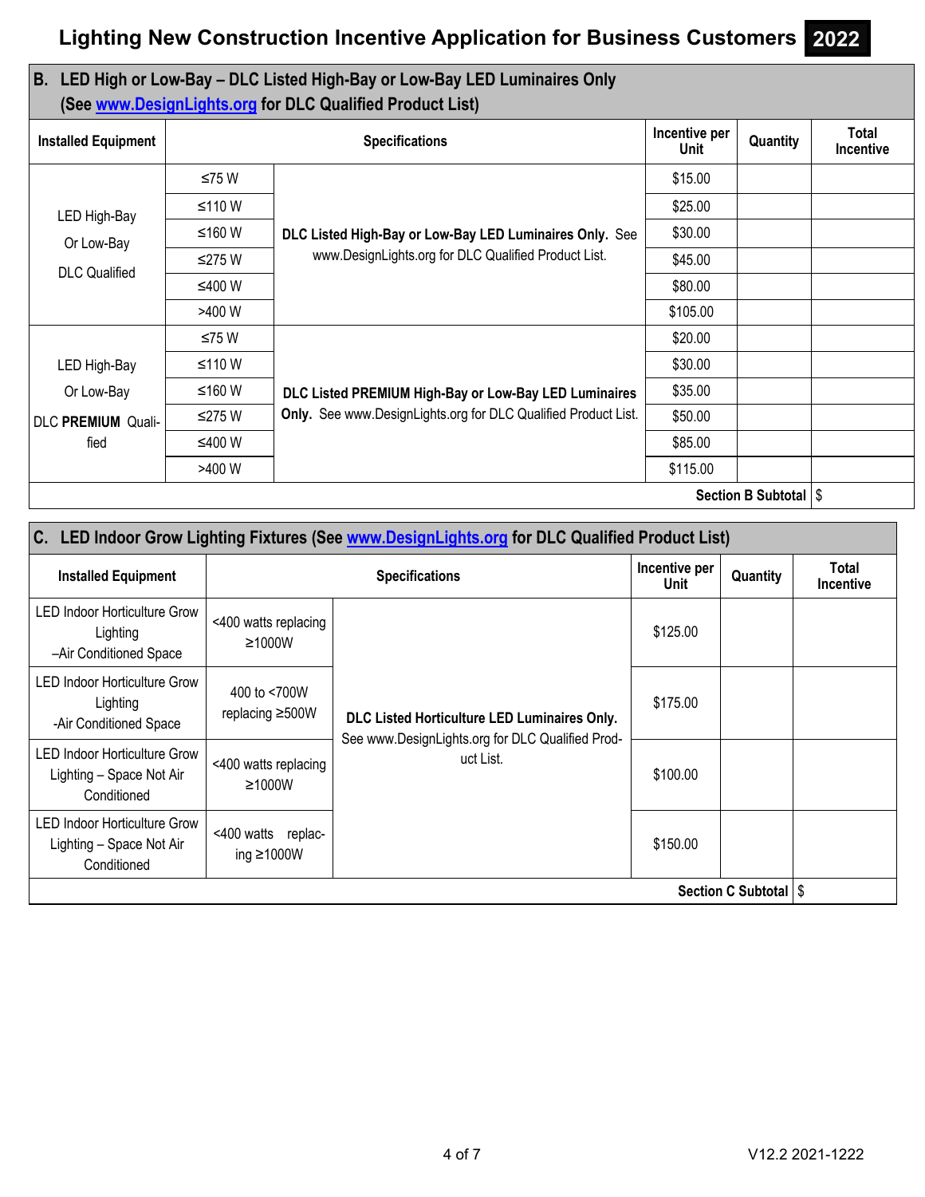# Lighting New Construction Incentive Application for Business Customers 2022

## B. LED High or Low-Bay – DLC Listed High-Bay or Low-Bay LED Luminaires Only (See www.DesignLights.org for DLC Qualified Product List)

| Installed Equipment | Specifications | | Incentive per Unit | Quantity | Total Incentive |
|---|---|---|---|---|---|
| LED High-Bay Or Low-Bay DLC Qualified | ≤75 W | **DLC Listed High-Bay or Low-Bay LED Luminaires Only.** See www.DesignLights.org for DLC Qualified Product List. | $15.00 | | |
| | ≤110 W | | $25.00 | | |
| | ≤160 W | | $30.00 | | |
| | ≤275 W | | $45.00 | | |
| | ≤400 W | | $80.00 | | |
| | >400 W | | $105.00 | | |
| LED High-Bay Or Low-Bay DLC **PREMIUM** Qualified | ≤75 W | **DLC Listed PREMIUM High-Bay or Low-Bay LED Luminaires Only.** See www.DesignLights.org for DLC Qualified Product List. | $20.00 | | |
| | ≤110 W | | $30.00 | | |
| | ≤160 W | | $35.00 | | |
| | ≤275 W | | $50.00 | | |
| | ≤400 W | | $85.00 | | |
| | >400 W | | $115.00 | | |
| | | | | **Section B Subtotal** | $ |

## C. LED Indoor Grow Lighting Fixtures (See www.DesignLights.org for DLC Qualified Product List)

| Installed Equipment | Specifications | | Incentive per Unit | Quantity | Total Incentive |
|---|---|---|---|---|---|
| LED Indoor Horticulture Grow Lighting –Air Conditioned Space | <400 watts replacing ≥1000W | **DLC Listed Horticulture LED Luminaires Only.** See www.DesignLights.org for DLC Qualified Product List. | $125.00 | | |
| LED Indoor Horticulture Grow Lighting -Air Conditioned Space | 400 to <700W replacing ≥500W | | $175.00 | | |
| LED Indoor Horticulture Grow Lighting – Space Not Air Conditioned | <400 watts replacing ≥1000W | | $100.00 | | |
| LED Indoor Horticulture Grow Lighting – Space Not Air Conditioned | <400 watts replacing ≥1000W | | $150.00 | | |
| | | | | **Section C Subtotal** | $ |

V12.2 2021-1222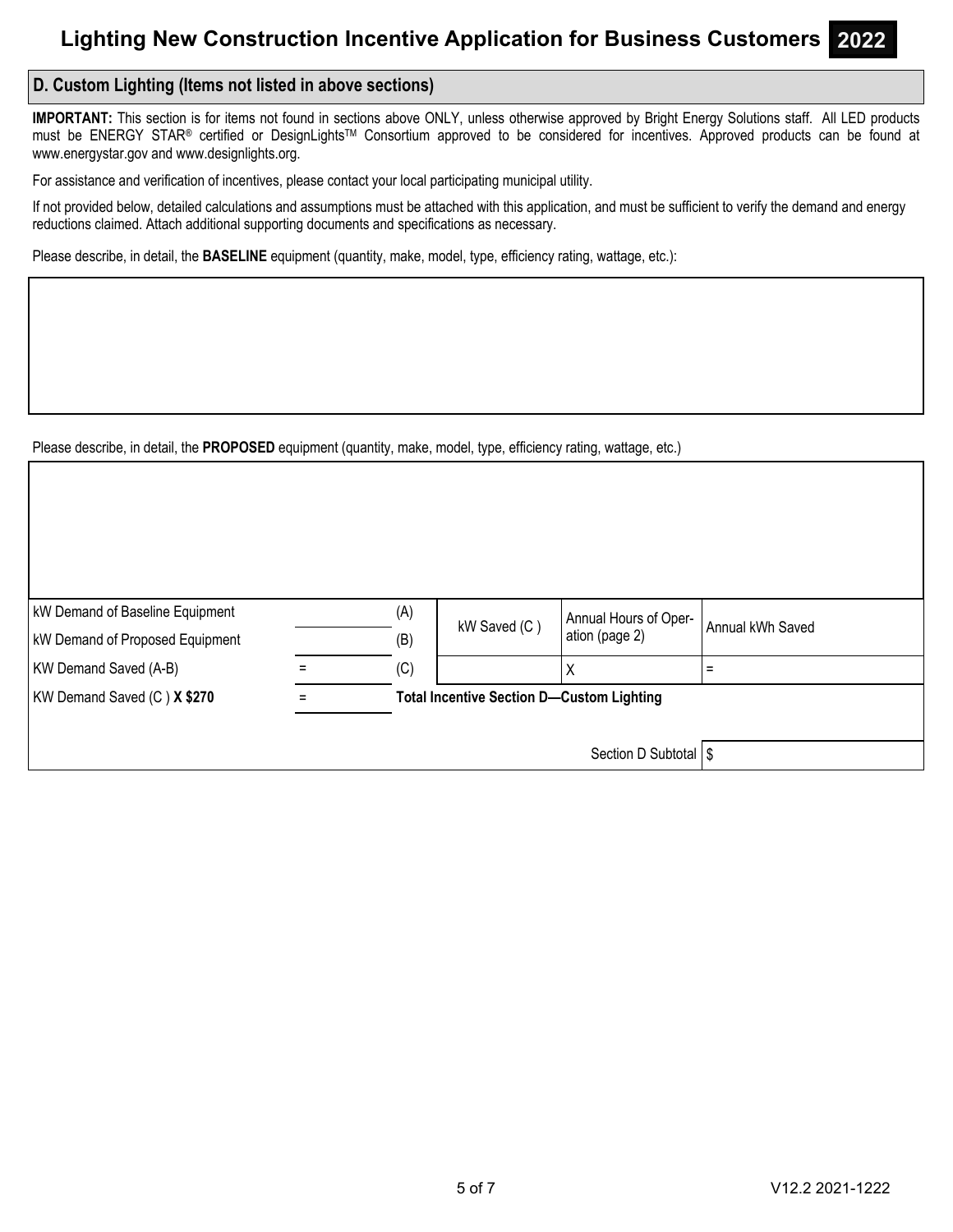## D. Custom Lighting (Items not listed in above sections)

**IMPORTANT:** This section is for items not found in sections above ONLY, unless otherwise approved by Bright Energy Solutions staff. All LED products must be ENERGY STAR® certified or DesignLights™ Consortium approved to be considered for incentives. Approved products can be found at www.energystar.gov and www.designlights.org.

For assistance and verification of incentives, please contact your local participating municipal utility.

If not provided below, detailed calculations and assumptions must be attached with this application, and must be sufficient to verify the demand and energy reductions claimed. Attach additional supporting documents and specifications as necessary.

Please describe, in detail, the **BASELINE** equipment (quantity, make, model, type, efficiency rating, wattage, etc.):

Please describe, in detail, the **PROPOSED** equipment (quantity, make, model, type, efficiency rating, wattage, etc.)

| | | | | | |
|---|---|---|---|---|---|
| kW Demand of Baseline Equipment | | (A) | kW Saved (C ) | Annual Hours of Operation (page 2) | Annual kWh Saved |
| kW Demand of Proposed Equipment | | (B) | | | |
| KW Demand Saved (A-B) | = | (C) | | X | = |
| KW Demand Saved (C ) **X $270** | = | **Total Incentive Section D—Custom Lighting** | | | |
| | | | | Section D Subtotal | $ |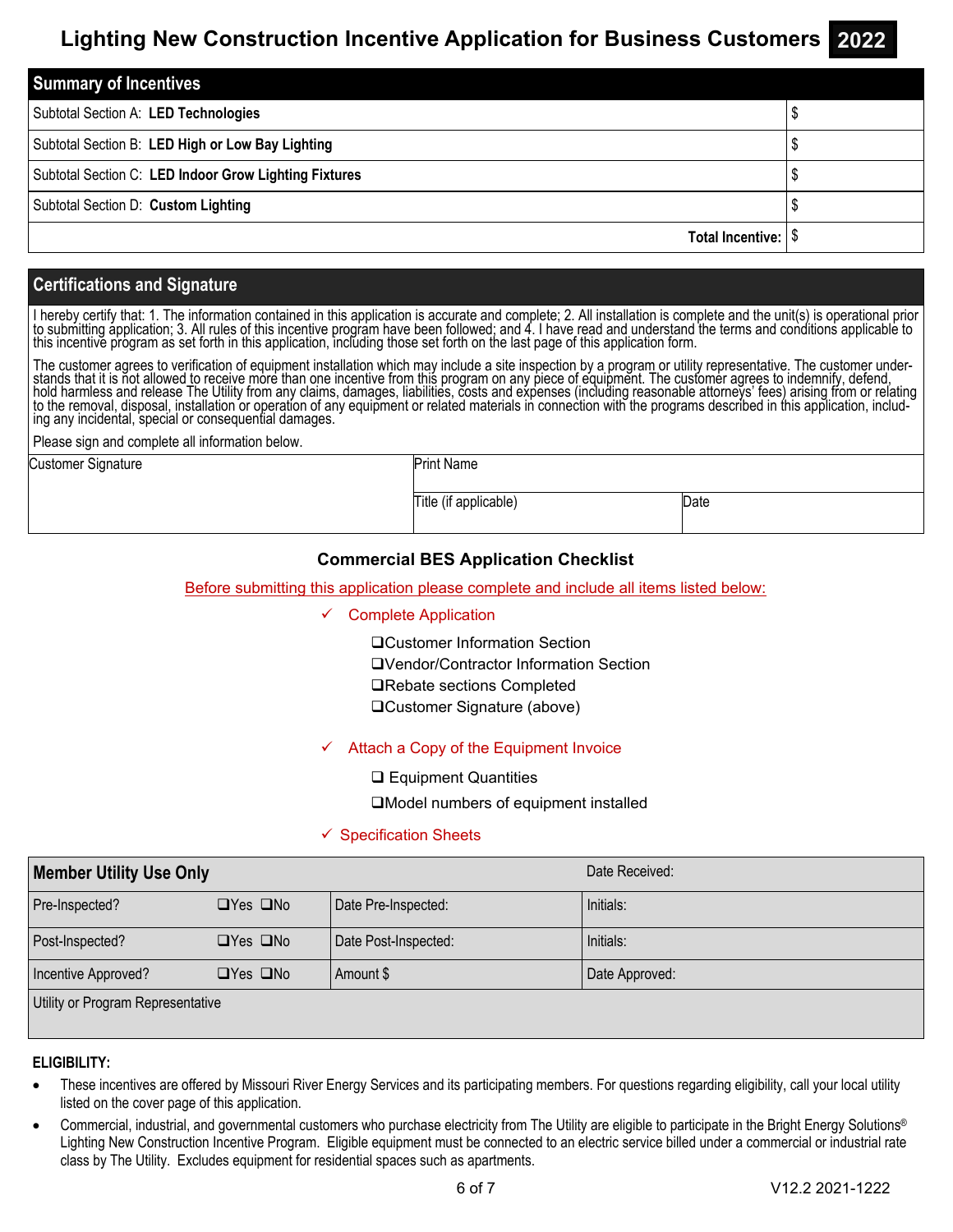# Lighting New Construction Incentive Application for Business Customers 2022

## Summary of Incentives

| Summary of Incentives | |
|---|---|
| Subtotal Section A: **LED Technologies** | $ |
| Subtotal Section B: **LED High or Low Bay Lighting** | $ |
| Subtotal Section C: **LED Indoor Grow Lighting Fixtures** | $ |
| Subtotal Section D: **Custom Lighting** | $ |
| **Total Incentive:** | $ |

## Certifications and Signature

I hereby certify that: 1. The information contained in this application is accurate and complete; 2. All installation is complete and the unit(s) is operational prior to submitting application; 3. All rules of this incentive program have been followed; and 4. I have read and understand the terms and conditions applicable to this incentive program as set forth in this application, including those set forth on the last page of this application form.

The customer agrees to verification of equipment installation which may include a site inspection by a program or utility representative. The customer understands that it is not allowed to receive more than one incentive from this program on any piece of equipment. The customer agrees to indemnify, defend, hold harmless and release The Utility from any claims, damages, liabilities, costs and expenses (including reasonable attorneys' fees) arising from or relating to the removal, disposal, installation or operation of any equipment or related materials in connection with the programs described in this application, including any incidental, special or consequential damages.

Please sign and complete all information below.

| Customer Signature | Print Name | |
|---|---|---|
| | Title (if applicable) | Date |

### Commercial BES Application Checklist

Before submitting this application please complete and include all items listed below:

- ✓ Complete Application
  - ❑ Customer Information Section
  - ❑ Vendor/Contractor Information Section
  - ❑ Rebate sections Completed
  - ❑ Customer Signature (above)
- ✓ Attach a Copy of the Equipment Invoice
  - ❑ Equipment Quantities
  - ❑ Model numbers of equipment installed
- ✓ Specification Sheets

| **Member Utility Use Only** | | | Date Received: |
|---|---|---|---|
| Pre-Inspected? | ❑Yes ❑No | Date Pre-Inspected: | Initials: |
| Post-Inspected? | ❑Yes ❑No | Date Post-Inspected: | Initials: |
| Incentive Approved? | ❑Yes ❑No | Amount $ | Date Approved: |
| Utility or Program Representative | | | |

**ELIGIBILITY:**

- These incentives are offered by Missouri River Energy Services and its participating members. For questions regarding eligibility, call your local utility listed on the cover page of this application.
- Commercial, industrial, and governmental customers who purchase electricity from The Utility are eligible to participate in the Bright Energy Solutions® Lighting New Construction Incentive Program. Eligible equipment must be connected to an electric service billed under a commercial or industrial rate class by The Utility. Excludes equipment for residential spaces such as apartments.

V12.2 2021-1222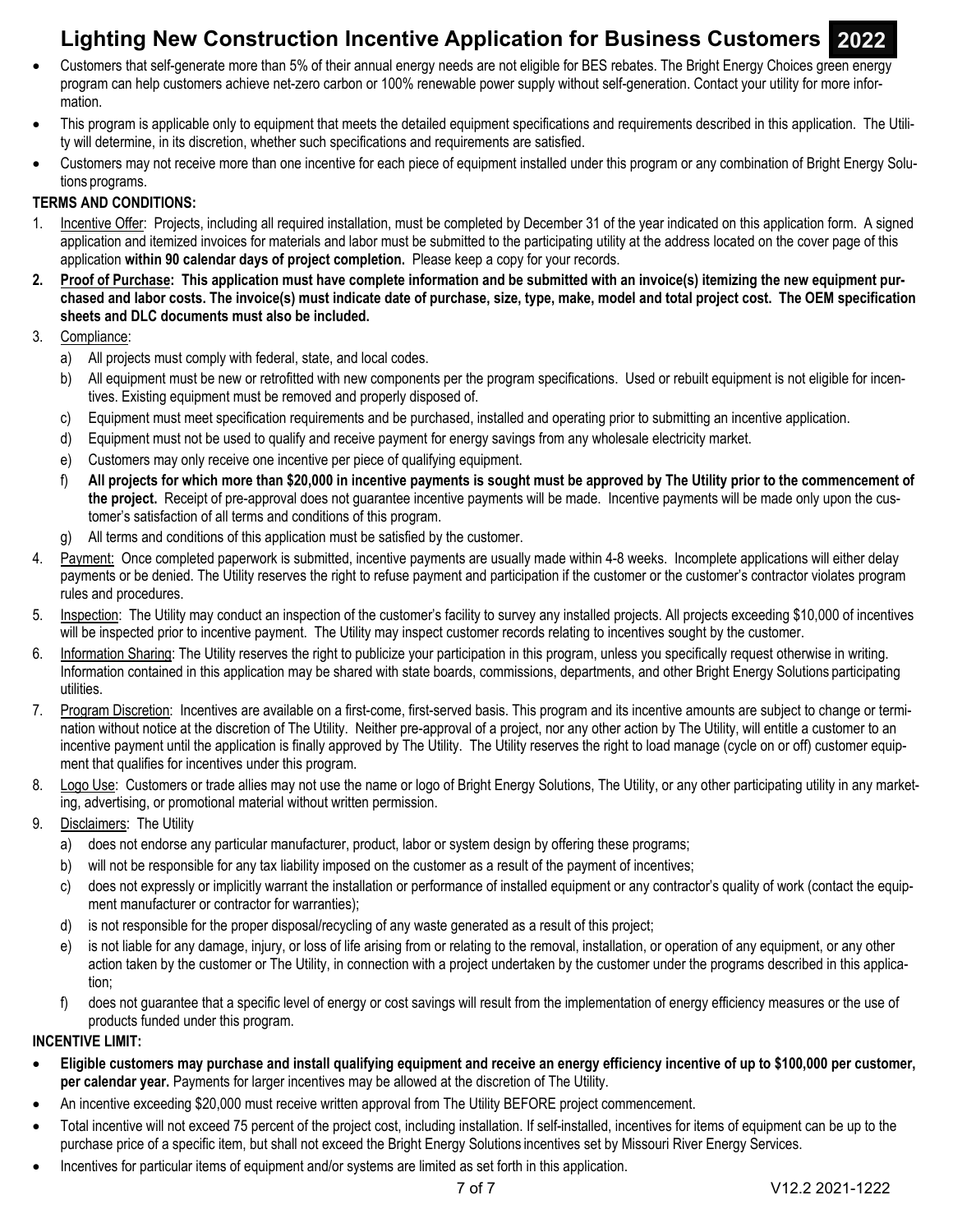# Lighting New Construction Incentive Application for Business Customers 2022

- Customers that self-generate more than 5% of their annual energy needs are not eligible for BES rebates. The Bright Energy Choices green energy program can help customers achieve net-zero carbon or 100% renewable power supply without self-generation. Contact your utility for more information.
- This program is applicable only to equipment that meets the detailed equipment specifications and requirements described in this application. The Utility will determine, in its discretion, whether such specifications and requirements are satisfied.
- Customers may not receive more than one incentive for each piece of equipment installed under this program or any combination of Bright Energy Solutions programs.

**TERMS AND CONDITIONS:**

1. Incentive Offer: Projects, including all required installation, must be completed by December 31 of the year indicated on this application form. A signed application and itemized invoices for materials and labor must be submitted to the participating utility at the address located on the cover page of this application **within 90 calendar days of project completion.** Please keep a copy for your records.
2. **Proof of Purchase: This application must have complete information and be submitted with an invoice(s) itemizing the new equipment purchased and labor costs. The invoice(s) must indicate date of purchase, size, type, make, model and total project cost. The OEM specification sheets and DLC documents must also be included.**
3. Compliance:
   a) All projects must comply with federal, state, and local codes.
   b) All equipment must be new or retrofitted with new components per the program specifications. Used or rebuilt equipment is not eligible for incentives. Existing equipment must be removed and properly disposed of.
   c) Equipment must meet specification requirements and be purchased, installed and operating prior to submitting an incentive application.
   d) Equipment must not be used to qualify and receive payment for energy savings from any wholesale electricity market.
   e) Customers may only receive one incentive per piece of qualifying equipment.
   f) **All projects for which more than $20,000 in incentive payments is sought must be approved by The Utility prior to the commencement of the project.** Receipt of pre-approval does not guarantee incentive payments will be made. Incentive payments will be made only upon the customer's satisfaction of all terms and conditions of this program.
   g) All terms and conditions of this application must be satisfied by the customer.
4. Payment: Once completed paperwork is submitted, incentive payments are usually made within 4-8 weeks. Incomplete applications will either delay payments or be denied. The Utility reserves the right to refuse payment and participation if the customer or the customer's contractor violates program rules and procedures.
5. Inspection: The Utility may conduct an inspection of the customer's facility to survey any installed projects. All projects exceeding $10,000 of incentives will be inspected prior to incentive payment. The Utility may inspect customer records relating to incentives sought by the customer.
6. Information Sharing: The Utility reserves the right to publicize your participation in this program, unless you specifically request otherwise in writing. Information contained in this application may be shared with state boards, commissions, departments, and other Bright Energy Solutions participating utilities.
7. Program Discretion: Incentives are available on a first-come, first-served basis. This program and its incentive amounts are subject to change or termination without notice at the discretion of The Utility. Neither pre-approval of a project, nor any other action by The Utility, will entitle a customer to an incentive payment until the application is finally approved by The Utility. The Utility reserves the right to load manage (cycle on or off) customer equipment that qualifies for incentives under this program.
8. Logo Use: Customers or trade allies may not use the name or logo of Bright Energy Solutions, The Utility, or any other participating utility in any marketing, advertising, or promotional material without written permission.
9. Disclaimers: The Utility
   a) does not endorse any particular manufacturer, product, labor or system design by offering these programs;
   b) will not be responsible for any tax liability imposed on the customer as a result of the payment of incentives;
   c) does not expressly or implicitly warrant the installation or performance of installed equipment or any contractor's quality of work (contact the equipment manufacturer or contractor for warranties);
   d) is not responsible for the proper disposal/recycling of any waste generated as a result of this project;
   e) is not liable for any damage, injury, or loss of life arising from or relating to the removal, installation, or operation of any equipment, or any other action taken by the customer or The Utility, in connection with a project undertaken by the customer under the programs described in this application;
   f) does not guarantee that a specific level of energy or cost savings will result from the implementation of energy efficiency measures or the use of products funded under this program.

**INCENTIVE LIMIT:**

- **Eligible customers may purchase and install qualifying equipment and receive an energy efficiency incentive of up to $100,000 per customer, per calendar year.** Payments for larger incentives may be allowed at the discretion of The Utility.
- An incentive exceeding $20,000 must receive written approval from The Utility BEFORE project commencement.
- Total incentive will not exceed 75 percent of the project cost, including installation. If self-installed, incentives for items of equipment can be up to the purchase price of a specific item, but shall not exceed the Bright Energy Solutions incentives set by Missouri River Energy Services.
- Incentives for particular items of equipment and/or systems are limited as set forth in this application.

V12.2 2021-1222